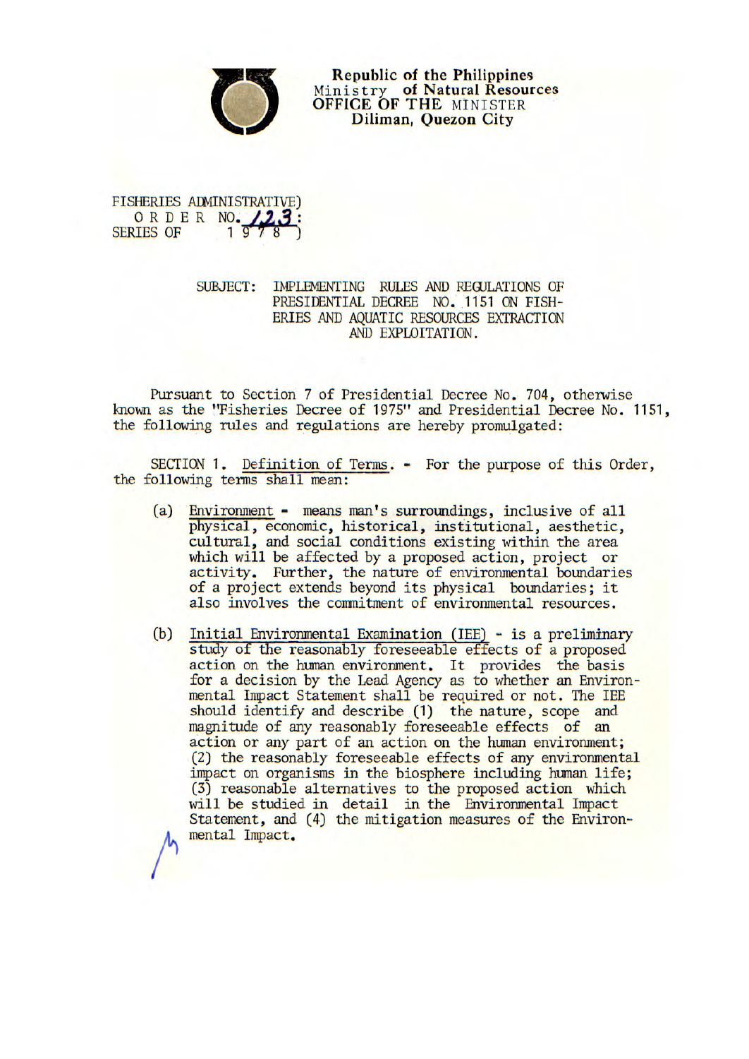Republic of the Philippines
Ministry of Natural Resources
OFFICE OF THE MINISTER
Diliman, Quezon City

FISHERIES ADMINISTRATIVE)
ORDER NO. 123 :
SERIES OF 1978 )

SUBJECT: IMPLEMENTING RULES AND REGULATIONS OF PRESIDENTIAL DECREE NO. 1151 ON FISHERIES AND AQUATIC RESOURCES EXTRACTION AND EXPLOITATION.

Pursuant to Section 7 of Presidential Decree No. 704, otherwise known as the "Fisheries Decree of 1975" and Presidential Decree No. 1151, the following rules and regulations are hereby promulgated:

SECTION 1. Definition of Terms. - For the purpose of this Order, the following terms shall mean:

(a) Environment - means man's surroundings, inclusive of all physical, economic, historical, institutional, aesthetic, cultural, and social conditions existing within the area which will be affected by a proposed action, project or activity. Further, the nature of environmental boundaries of a project extends beyond its physical boundaries; it also involves the commitment of environmental resources.

(b) Initial Environmental Examination (IEE) - is a preliminary study of the reasonably foreseeable effects of a proposed action on the human environment. It provides the basis for a decision by the Lead Agency as to whether an Environmental Impact Statement shall be required or not. The IEE should identify and describe (1) the nature, scope and magnitude of any reasonably foreseeable effects of an action or any part of an action on the human environment; (2) the reasonably foreseeable effects of any environmental impact on organisms in the biosphere including human life; (3) reasonable alternatives to the proposed action which will be studied in detail in the Environmental Impact Statement, and (4) the mitigation measures of the Environmental Impact.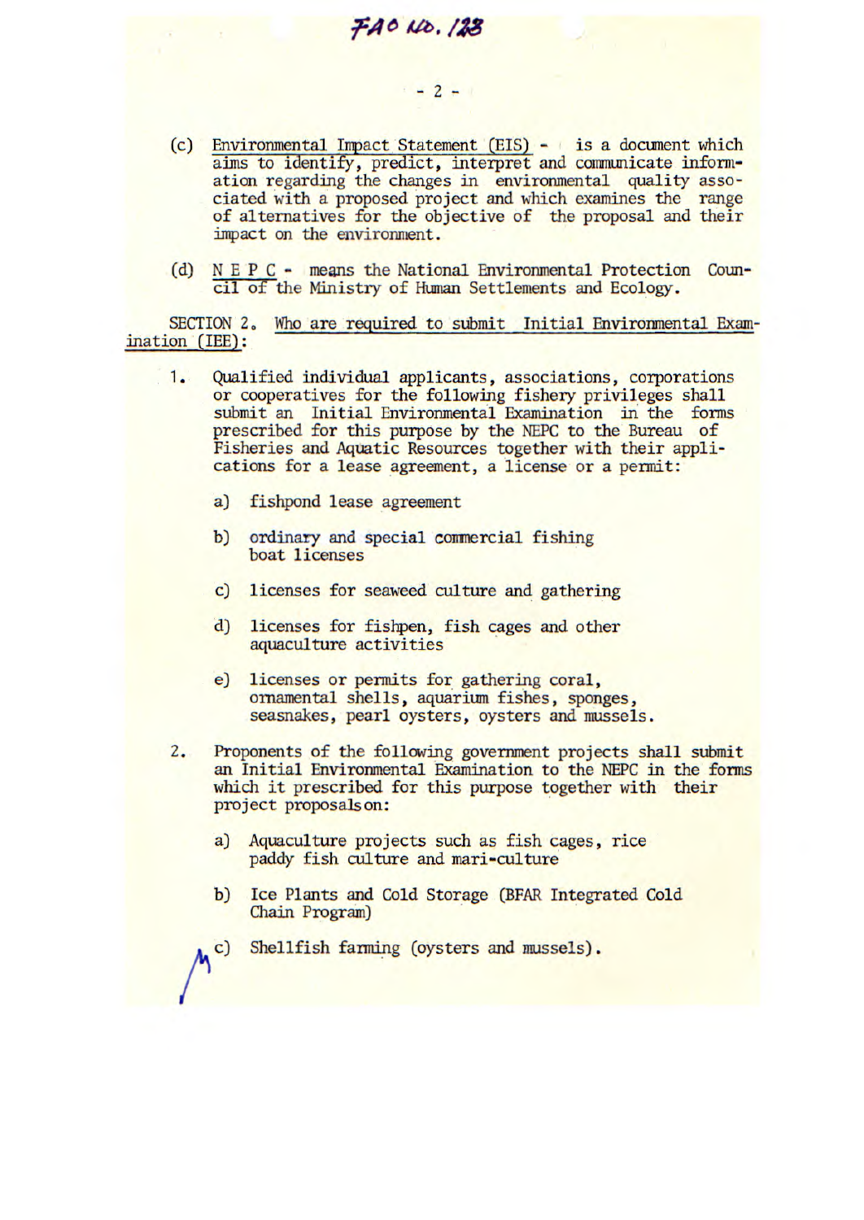FAO No. 128

(c) Environmental Impact Statement (EIS) - is a document which aims to identify, predict, interpret and communicate information regarding the changes in environmental quality associated with a proposed project and which examines the range of alternatives for the objective of the proposal and their impact on the environment.

(d) N E P C - means the National Environmental Protection Council of the Ministry of Human Settlements and Ecology.

SECTION 2. Who are required to submit Initial Environmental Examination (IEE):

1. Qualified individual applicants, associations, corporations or cooperatives for the following fishery privileges shall submit an Initial Environmental Examination in the forms prescribed for this purpose by the NEPC to the Bureau of Fisheries and Aquatic Resources together with their applications for a lease agreement, a license or a permit:

   a) fishpond lease agreement

   b) ordinary and special commercial fishing boat licenses

   c) licenses for seaweed culture and gathering

   d) licenses for fishpen, fish cages and other aquaculture activities

   e) licenses or permits for gathering coral, ornamental shells, aquarium fishes, sponges, seasnakes, pearl oysters, oysters and mussels.

2. Proponents of the following government projects shall submit an Initial Environmental Examination to the NEPC in the forms which it prescribed for this purpose together with their project proposals on:

   a) Aquaculture projects such as fish cages, rice paddy fish culture and mari-culture

   b) Ice Plants and Cold Storage (BFAR Integrated Cold Chain Program)

   c) Shellfish farming (oysters and mussels).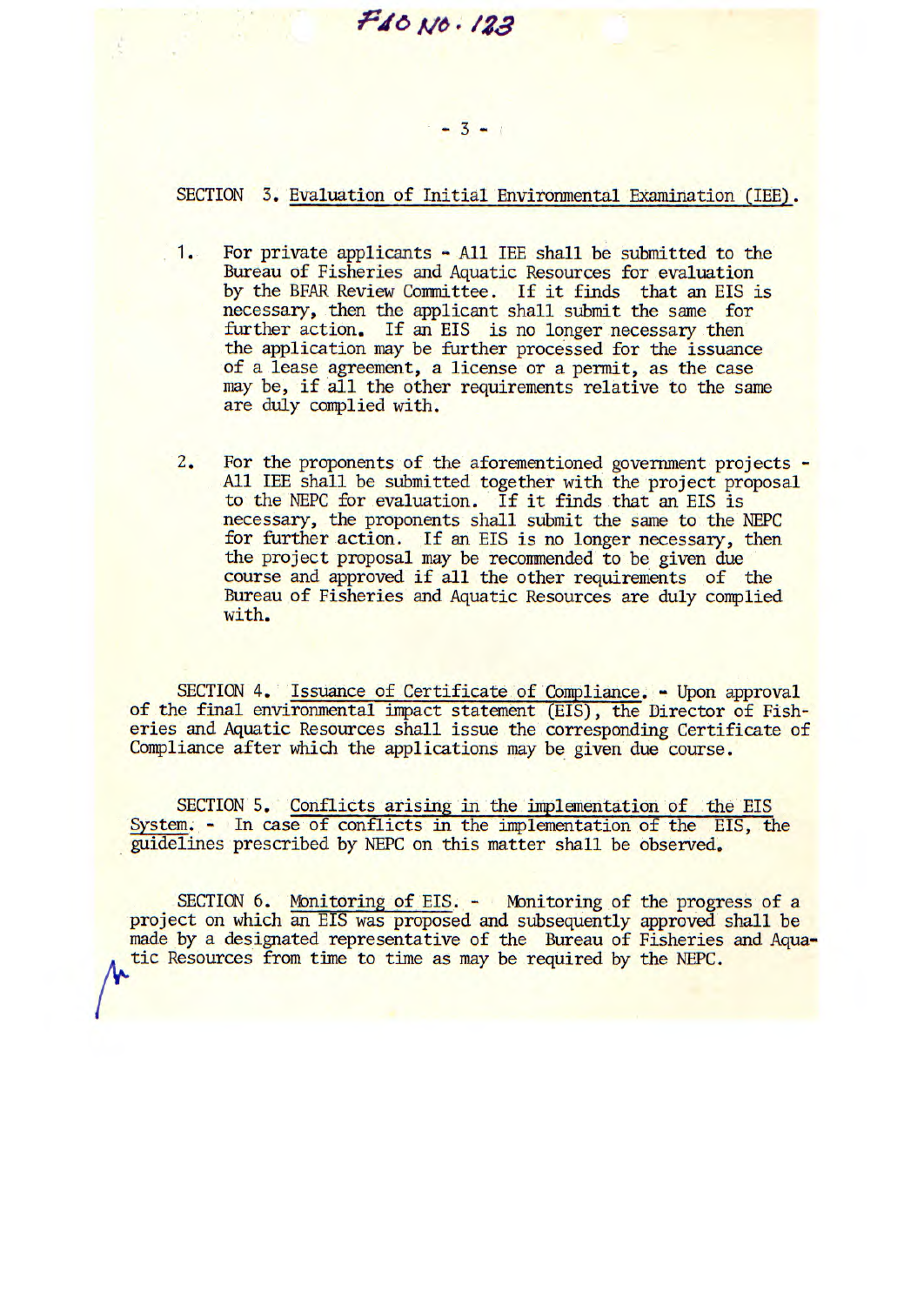FAO NO. 123

SECTION 3. Evaluation of Initial Environmental Examination (IEE).

1. For private applicants - All IEE shall be submitted to the Bureau of Fisheries and Aquatic Resources for evaluation by the BFAR Review Committee. If it finds that an EIS is necessary, then the applicant shall submit the same for further action. If an EIS is no longer necessary then the application may be further processed for the issuance of a lease agreement, a license or a permit, as the case may be, if all the other requirements relative to the same are duly complied with.

2. For the proponents of the aforementioned government projects - All IEE shall be submitted together with the project proposal to the NEPC for evaluation. If it finds that an EIS is necessary, the proponents shall submit the same to the NEPC for further action. If an EIS is no longer necessary, then the project proposal may be recommended to be given due course and approved if all the other requirements of the Bureau of Fisheries and Aquatic Resources are duly complied with.

SECTION 4. Issuance of Certificate of Compliance. - Upon approval of the final environmental impact statement (EIS), the Director of Fisheries and Aquatic Resources shall issue the corresponding Certificate of Compliance after which the applications may be given due course.

SECTION 5. Conflicts arising in the implementation of the EIS System. - In case of conflicts in the implementation of the EIS, the guidelines prescribed by NEPC on this matter shall be observed.

SECTION 6. Monitoring of EIS. - Monitoring of the progress of a project on which an EIS was proposed and subsequently approved shall be made by a designated representative of the Bureau of Fisheries and Aquatic Resources from time to time as may be required by the NEPC.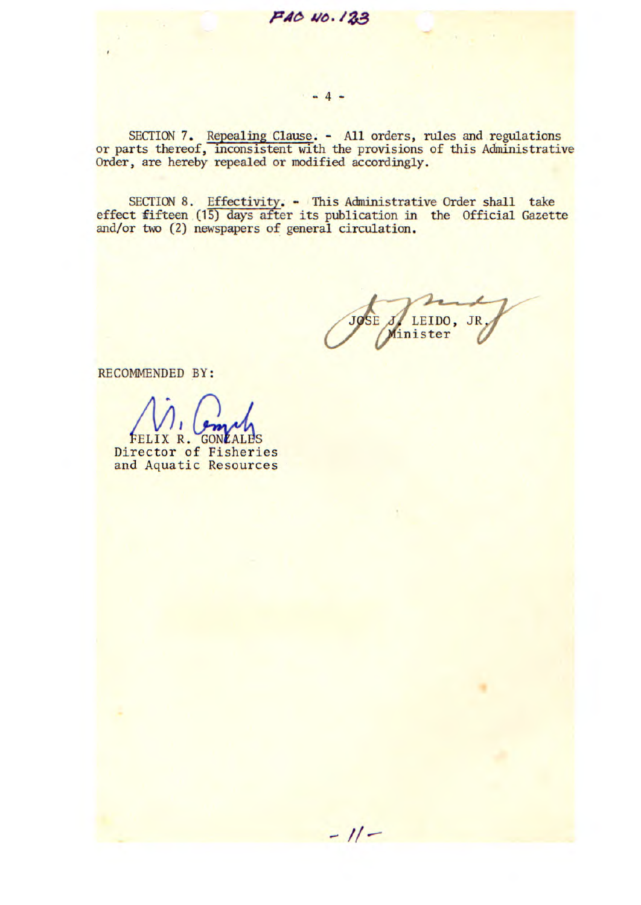FAO NO. 123

SECTION 7. Repealing Clause. - All orders, rules and regulations or parts thereof, inconsistent with the provisions of this Administrative Order, are hereby repealed or modified accordingly.

SECTION 8. Effectivity. - This Administrative Order shall take effect fifteen (15) days after its publication in the Official Gazette and/or two (2) newspapers of general circulation.

JOSE J. LEIDO, JR.
Minister

RECOMMENDED BY:

FELIX R. GONZALES
Director of Fisheries
and Aquatic Resources

- 11 -